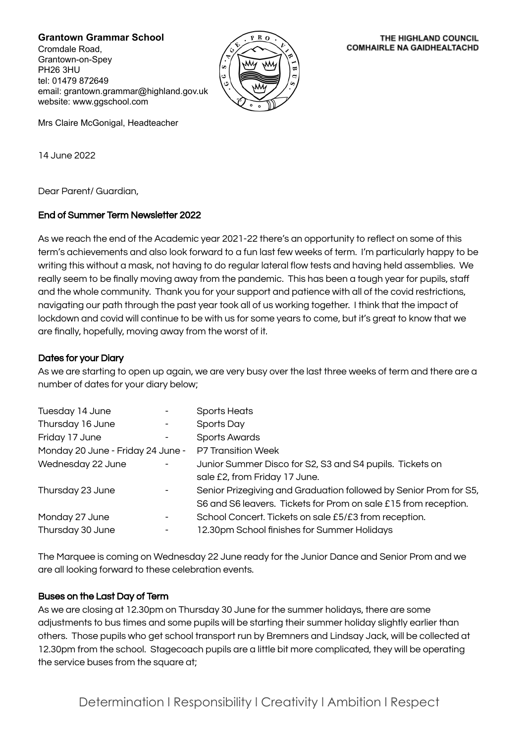**Grantown Grammar School**
Cromdale Road,
Grantown-on-Spey
PH26 3HU
tel: 01479 872649
email: grantown.grammar@highland.gov.uk
website: www.ggschool.com

Mrs Claire McGonigal, Headteacher

**THE HIGHLAND COUNCIL**
**COMHAIRLE NA GAIDHEALTACHD**

14 June 2022

Dear Parent/ Guardian,

## End of Summer Term Newsletter 2022

As we reach the end of the Academic year 2021-22 there's an opportunity to reflect on some of this term's achievements and also look forward to a fun last few weeks of term. I'm particularly happy to be writing this without a mask, not having to do regular lateral flow tests and having held assemblies. We really seem to be finally moving away from the pandemic. This has been a tough year for pupils, staff and the whole community. Thank you for your support and patience with all of the covid restrictions, navigating our path through the past year took all of us working together. I think that the impact of lockdown and covid will continue to be with us for some years to come, but it's great to know that we are finally, hopefully, moving away from the worst of it.

### Dates for your Diary

As we are starting to open up again, we are very busy over the last three weeks of term and there are a number of dates for your diary below;

| Date | | Event |
|---|---|---|
| Tuesday 14 June | - | Sports Heats |
| Thursday 16 June | - | Sports Day |
| Friday 17 June | - | Sports Awards |
| Monday 20 June - Friday 24 June | - | P7 Transition Week |
| Wednesday 22 June | - | Junior Summer Disco for S2, S3 and S4 pupils. Tickets on sale £2, from Friday 17 June. |
| Thursday 23 June | - | Senior Prizegiving and Graduation followed by Senior Prom for S5, S6 and S6 leavers. Tickets for Prom on sale £15 from reception. |
| Monday 27 June | - | School Concert. Tickets on sale £5/£3 from reception. |
| Thursday 30 June | - | 12.30pm School finishes for Summer Holidays |

The Marquee is coming on Wednesday 22 June ready for the Junior Dance and Senior Prom and we are all looking forward to these celebration events.

### Buses on the Last Day of Term

As we are closing at 12.30pm on Thursday 30 June for the summer holidays, there are some adjustments to bus times and some pupils will be starting their summer holiday slightly earlier than others. Those pupils who get school transport run by Bremners and Lindsay Jack, will be collected at 12.30pm from the school. Stagecoach pupils are a little bit more complicated, they will be operating the service buses from the square at;

Determination | Responsibility | Creativity | Ambition | Respect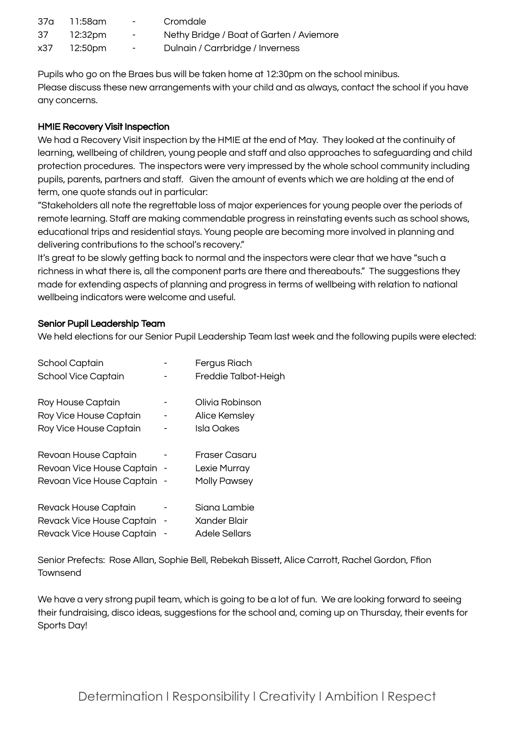| | | | |
|---|---|---|---|
| 37a | 11:58am | - | Cromdale |
| 37 | 12:32pm | - | Nethy Bridge / Boat of Garten / Aviemore |
| x37 | 12:50pm | - | Dulnain / Carrbridge / Inverness |

Pupils who go on the Braes bus will be taken home at 12:30pm on the school minibus.
Please discuss these new arrangements with your child and as always, contact the school if you have any concerns.

### HMIE Recovery Visit Inspection

We had a Recovery Visit inspection by the HMIE at the end of May. They looked at the continuity of learning, wellbeing of children, young people and staff and also approaches to safeguarding and child protection procedures. The inspectors were very impressed by the whole school community including pupils, parents, partners and staff. Given the amount of events which we are holding at the end of term, one quote stands out in particular:
"Stakeholders all note the regrettable loss of major experiences for young people over the periods of remote learning. Staff are making commendable progress in reinstating events such as school shows, educational trips and residential stays. Young people are becoming more involved in planning and delivering contributions to the school's recovery."
It's great to be slowly getting back to normal and the inspectors were clear that we have "such a richness in what there is, all the component parts are there and thereabouts." The suggestions they made for extending aspects of planning and progress in terms of wellbeing with relation to national wellbeing indicators were welcome and useful.

### Senior Pupil Leadership Team

We held elections for our Senior Pupil Leadership Team last week and the following pupils were elected:

| | | |
|---|---|---|
| School Captain | - | Fergus Riach |
| School Vice Captain | - | Freddie Talbot-Heigh |
| | | |
| Roy House Captain | - | Olivia Robinson |
| Roy Vice House Captain | - | Alice Kemsley |
| Roy Vice House Captain | - | Isla Oakes |
| | | |
| Revoan House Captain | - | Fraser Casaru |
| Revoan Vice House Captain | - | Lexie Murray |
| Revoan Vice House Captain | - | Molly Pawsey |
| | | |
| Revack House Captain | - | Siana Lambie |
| Revack Vice House Captain | - | Xander Blair |
| Revack Vice House Captain | - | Adele Sellars |

Senior Prefects: Rose Allan, Sophie Bell, Rebekah Bissett, Alice Carrott, Rachel Gordon, Ffion Townsend

We have a very strong pupil team, which is going to be a lot of fun. We are looking forward to seeing their fundraising, disco ideas, suggestions for the school and, coming up on Thursday, their events for Sports Day!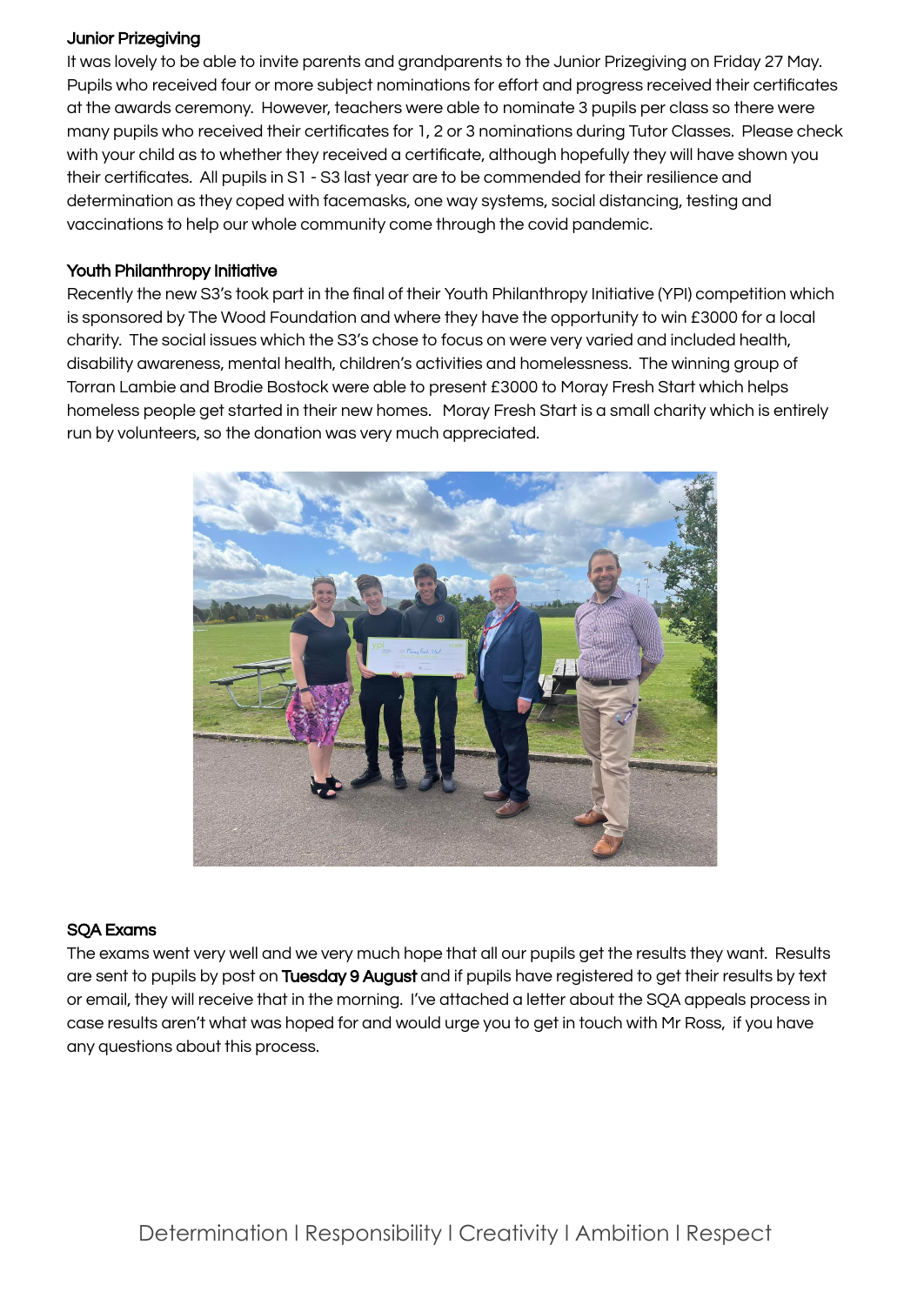### Junior Prizegiving

It was lovely to be able to invite parents and grandparents to the Junior Prizegiving on Friday 27 May. Pupils who received four or more subject nominations for effort and progress received their certificates at the awards ceremony. However, teachers were able to nominate 3 pupils per class so there were many pupils who received their certificates for 1, 2 or 3 nominations during Tutor Classes. Please check with your child as to whether they received a certificate, although hopefully they will have shown you their certificates. All pupils in S1 - S3 last year are to be commended for their resilience and determination as they coped with facemasks, one way systems, social distancing, testing and vaccinations to help our whole community come through the covid pandemic.

### Youth Philanthropy Initiative

Recently the new S3's took part in the final of their Youth Philanthropy Initiative (YPI) competition which is sponsored by The Wood Foundation and where they have the opportunity to win £3000 for a local charity. The social issues which the S3's chose to focus on were very varied and included health, disability awareness, mental health, children's activities and homelessness. The winning group of Torran Lambie and Brodie Bostock were able to present £3000 to Moray Fresh Start which helps homeless people get started in their new homes. Moray Fresh Start is a small charity which is entirely run by volunteers, so the donation was very much appreciated.

### SQA Exams

The exams went very well and we very much hope that all our pupils get the results they want. Results are sent to pupils by post on **Tuesday 9 August** and if pupils have registered to get their results by text or email, they will receive that in the morning. I've attached a letter about the SQA appeals process in case results aren't what was hoped for and would urge you to get in touch with Mr Ross, if you have any questions about this process.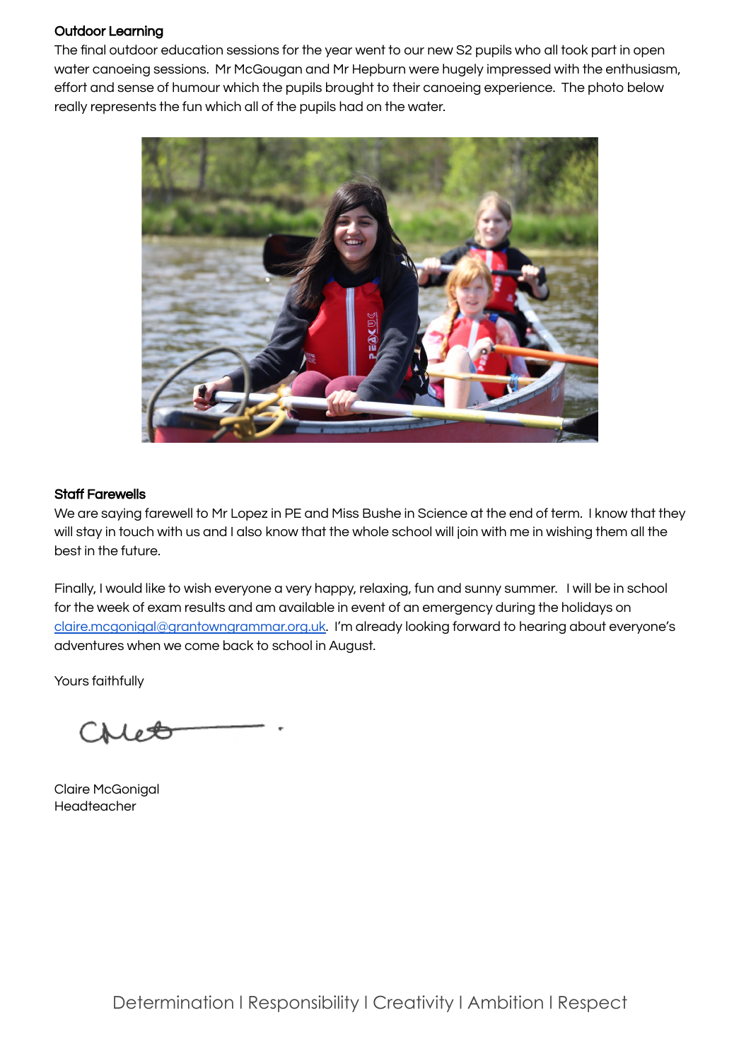**Outdoor Learning**

The final outdoor education sessions for the year went to our new S2 pupils who all took part in open water canoeing sessions. Mr McGougan and Mr Hepburn were hugely impressed with the enthusiasm, effort and sense of humour which the pupils brought to their canoeing experience. The photo below really represents the fun which all of the pupils had on the water.

**Staff Farewells**

We are saying farewell to Mr Lopez in PE and Miss Bushe in Science at the end of term. I know that they will stay in touch with us and I also know that the whole school will join with me in wishing them all the best in the future.

Finally, I would like to wish everyone a very happy, relaxing, fun and sunny summer. I will be in school for the week of exam results and am available in event of an emergency during the holidays on claire.mcgonigal@grantowngrammar.org.uk. I'm already looking forward to hearing about everyone's adventures when we come back to school in August.

Yours faithfully

Claire McGonigal
Headteacher

Determination I Responsibility I Creativity I Ambition I Respect